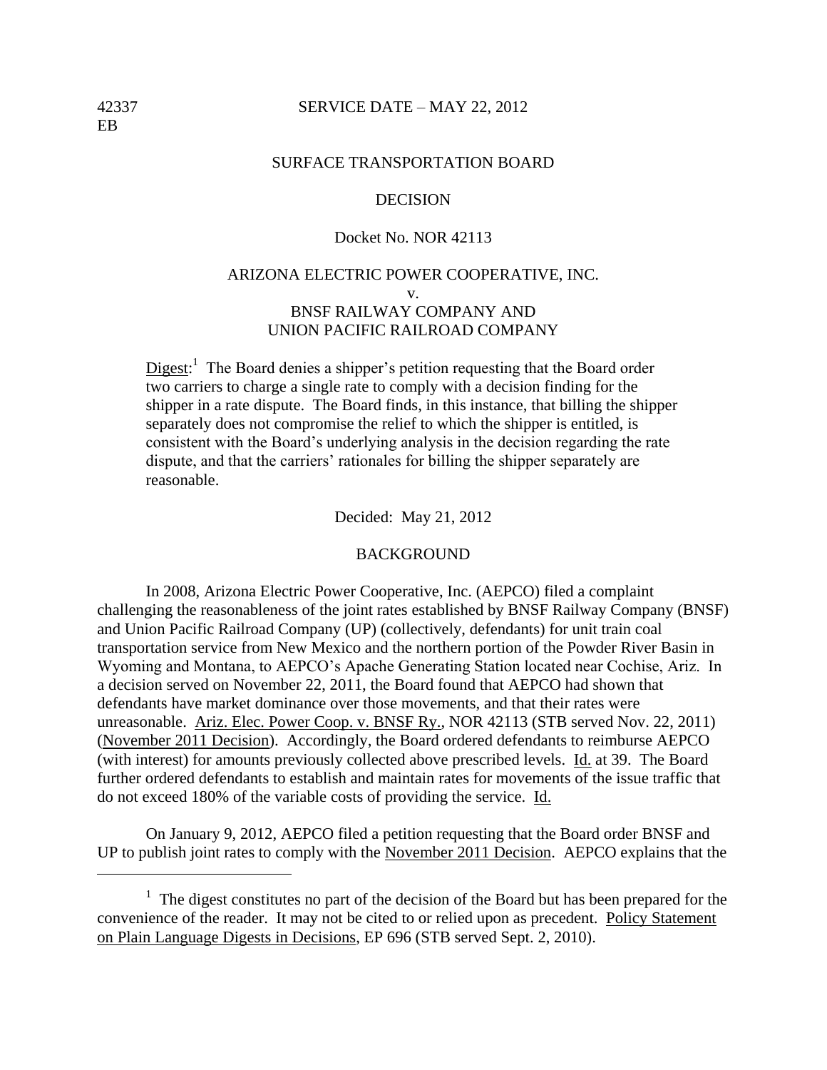42337
EB

SERVICE DATE – MAY 22, 2012

SURFACE TRANSPORTATION BOARD

DECISION

Docket No. NOR 42113

ARIZONA ELECTRIC POWER COOPERATIVE, INC.
v.
BNSF RAILWAY COMPANY AND
UNION PACIFIC RAILROAD COMPANY

Digest:[1] The Board denies a shipper's petition requesting that the Board order two carriers to charge a single rate to comply with a decision finding for the shipper in a rate dispute. The Board finds, in this instance, that billing the shipper separately does not compromise the relief to which the shipper is entitled, is consistent with the Board's underlying analysis in the decision regarding the rate dispute, and that the carriers' rationales for billing the shipper separately are reasonable.

Decided: May 21, 2012

## BACKGROUND

In 2008, Arizona Electric Power Cooperative, Inc. (AEPCO) filed a complaint challenging the reasonableness of the joint rates established by BNSF Railway Company (BNSF) and Union Pacific Railroad Company (UP) (collectively, defendants) for unit train coal transportation service from New Mexico and the northern portion of the Powder River Basin in Wyoming and Montana, to AEPCO's Apache Generating Station located near Cochise, Ariz. In a decision served on November 22, 2011, the Board found that AEPCO had shown that defendants have market dominance over those movements, and that their rates were unreasonable. Ariz. Elec. Power Coop. v. BNSF Ry., NOR 42113 (STB served Nov. 22, 2011) (November 2011 Decision). Accordingly, the Board ordered defendants to reimburse AEPCO (with interest) for amounts previously collected above prescribed levels. Id. at 39. The Board further ordered defendants to establish and maintain rates for movements of the issue traffic that do not exceed 180% of the variable costs of providing the service. Id.

On January 9, 2012, AEPCO filed a petition requesting that the Board order BNSF and UP to publish joint rates to comply with the November 2011 Decision. AEPCO explains that the

[1] The digest constitutes no part of the decision of the Board but has been prepared for the convenience of the reader. It may not be cited to or relied upon as precedent. Policy Statement on Plain Language Digests in Decisions, EP 696 (STB served Sept. 2, 2010).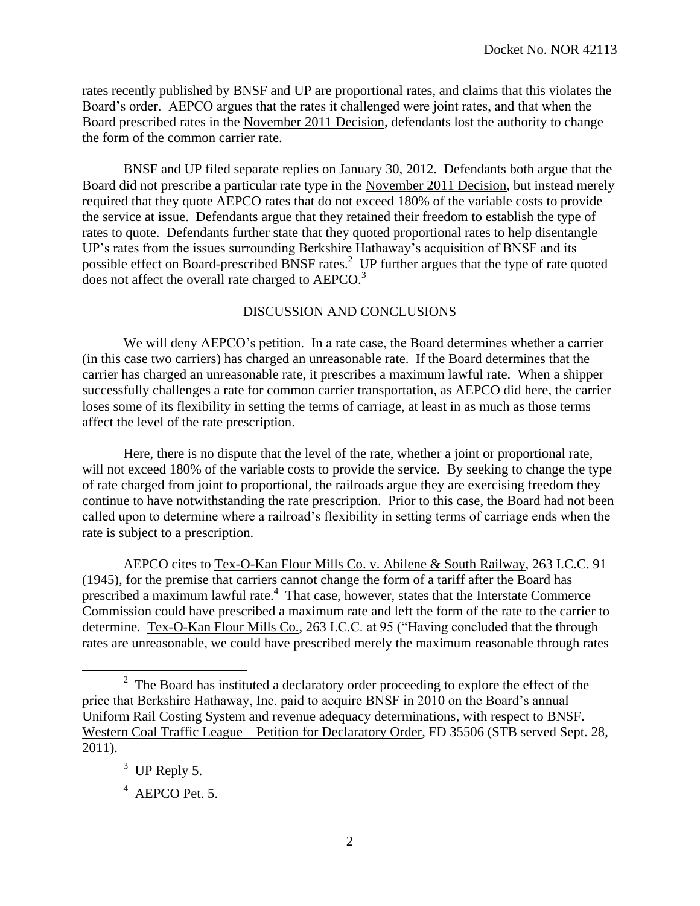rates recently published by BNSF and UP are proportional rates, and claims that this violates the Board's order. AEPCO argues that the rates it challenged were joint rates, and that when the Board prescribed rates in the November 2011 Decision, defendants lost the authority to change the form of the common carrier rate.

BNSF and UP filed separate replies on January 30, 2012. Defendants both argue that the Board did not prescribe a particular rate type in the November 2011 Decision, but instead merely required that they quote AEPCO rates that do not exceed 180% of the variable costs to provide the service at issue. Defendants argue that they retained their freedom to establish the type of rates to quote. Defendants further state that they quoted proportional rates to help disentangle UP's rates from the issues surrounding Berkshire Hathaway's acquisition of BNSF and its possible effect on Board-prescribed BNSF rates.[2] UP further argues that the type of rate quoted does not affect the overall rate charged to AEPCO.[3]

## DISCUSSION AND CONCLUSIONS

We will deny AEPCO's petition. In a rate case, the Board determines whether a carrier (in this case two carriers) has charged an unreasonable rate. If the Board determines that the carrier has charged an unreasonable rate, it prescribes a maximum lawful rate. When a shipper successfully challenges a rate for common carrier transportation, as AEPCO did here, the carrier loses some of its flexibility in setting the terms of carriage, at least in as much as those terms affect the level of the rate prescription.

Here, there is no dispute that the level of the rate, whether a joint or proportional rate, will not exceed 180% of the variable costs to provide the service. By seeking to change the type of rate charged from joint to proportional, the railroads argue they are exercising freedom they continue to have notwithstanding the rate prescription. Prior to this case, the Board had not been called upon to determine where a railroad's flexibility in setting terms of carriage ends when the rate is subject to a prescription.

AEPCO cites to Tex-O-Kan Flour Mills Co. v. Abilene & South Railway, 263 I.C.C. 91 (1945), for the premise that carriers cannot change the form of a tariff after the Board has prescribed a maximum lawful rate.[4] That case, however, states that the Interstate Commerce Commission could have prescribed a maximum rate and left the form of the rate to the carrier to determine. Tex-O-Kan Flour Mills Co., 263 I.C.C. at 95 ("Having concluded that the through rates are unreasonable, we could have prescribed merely the maximum reasonable through rates

---

[2] The Board has instituted a declaratory order proceeding to explore the effect of the price that Berkshire Hathaway, Inc. paid to acquire BNSF in 2010 on the Board's annual Uniform Rail Costing System and revenue adequacy determinations, with respect to BNSF. Western Coal Traffic League—Petition for Declaratory Order, FD 35506 (STB served Sept. 28, 2011).

[3] UP Reply 5.

[4] AEPCO Pet. 5.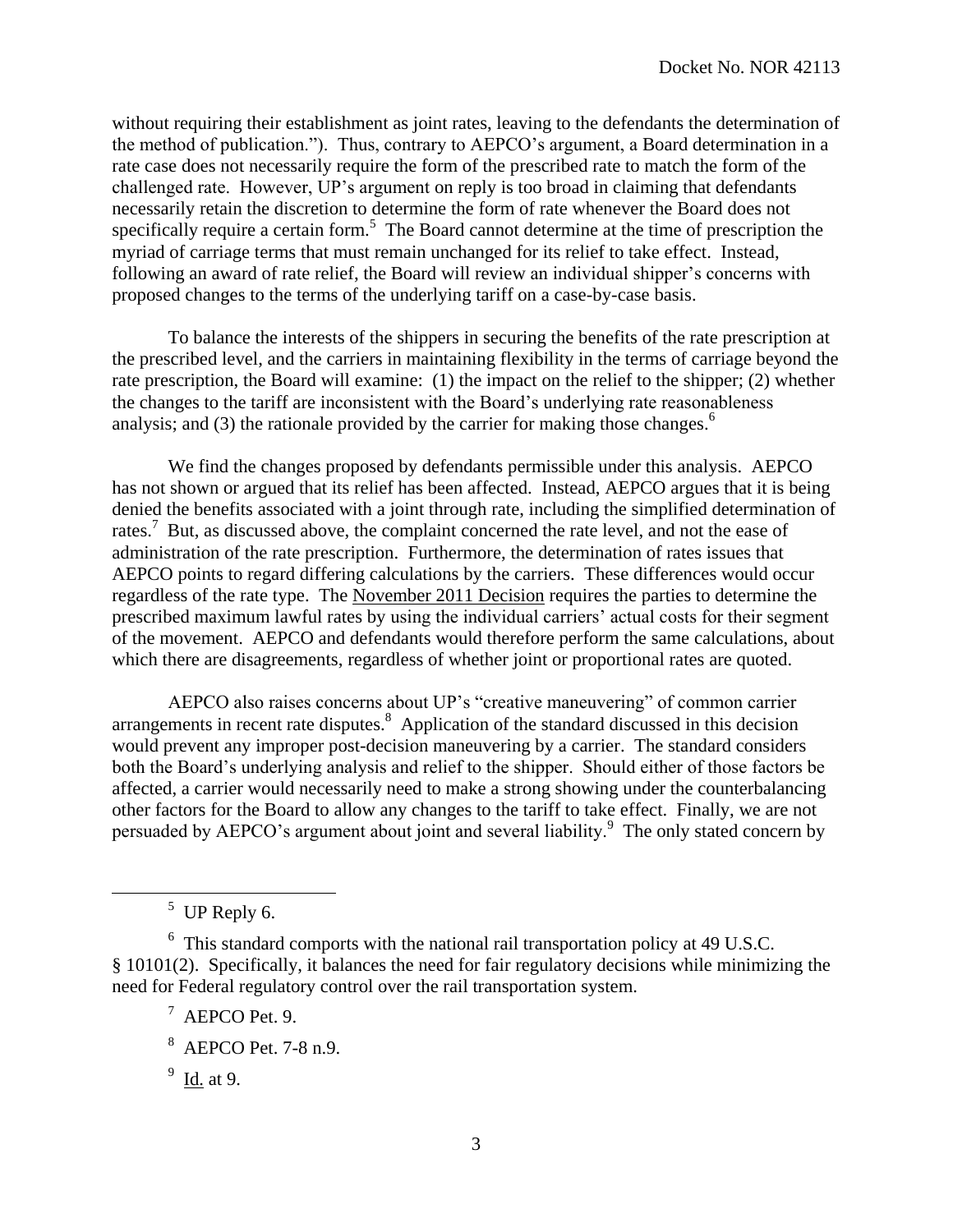without requiring their establishment as joint rates, leaving to the defendants the determination of the method of publication."). Thus, contrary to AEPCO's argument, a Board determination in a rate case does not necessarily require the form of the prescribed rate to match the form of the challenged rate. However, UP's argument on reply is too broad in claiming that defendants necessarily retain the discretion to determine the form of rate whenever the Board does not specifically require a certain form.[5] The Board cannot determine at the time of prescription the myriad of carriage terms that must remain unchanged for its relief to take effect. Instead, following an award of rate relief, the Board will review an individual shipper's concerns with proposed changes to the terms of the underlying tariff on a case-by-case basis.

To balance the interests of the shippers in securing the benefits of the rate prescription at the prescribed level, and the carriers in maintaining flexibility in the terms of carriage beyond the rate prescription, the Board will examine: (1) the impact on the relief to the shipper; (2) whether the changes to the tariff are inconsistent with the Board's underlying rate reasonableness analysis; and (3) the rationale provided by the carrier for making those changes.[6]

We find the changes proposed by defendants permissible under this analysis. AEPCO has not shown or argued that its relief has been affected. Instead, AEPCO argues that it is being denied the benefits associated with a joint through rate, including the simplified determination of rates.[7] But, as discussed above, the complaint concerned the rate level, and not the ease of administration of the rate prescription. Furthermore, the determination of rates issues that AEPCO points to regard differing calculations by the carriers. These differences would occur regardless of the rate type. The November 2011 Decision requires the parties to determine the prescribed maximum lawful rates by using the individual carriers' actual costs for their segment of the movement. AEPCO and defendants would therefore perform the same calculations, about which there are disagreements, regardless of whether joint or proportional rates are quoted.

AEPCO also raises concerns about UP's "creative maneuvering" of common carrier arrangements in recent rate disputes.[8] Application of the standard discussed in this decision would prevent any improper post-decision maneuvering by a carrier. The standard considers both the Board's underlying analysis and relief to the shipper. Should either of those factors be affected, a carrier would necessarily need to make a strong showing under the counterbalancing other factors for the Board to allow any changes to the tariff to take effect. Finally, we are not persuaded by AEPCO's argument about joint and several liability.[9] The only stated concern by

---

[5] UP Reply 6.

[6] This standard comports with the national rail transportation policy at 49 U.S.C. § 10101(2). Specifically, it balances the need for fair regulatory decisions while minimizing the need for Federal regulatory control over the rail transportation system.

[7] AEPCO Pet. 9.

[8] AEPCO Pet. 7-8 n.9.

[9] Id. at 9.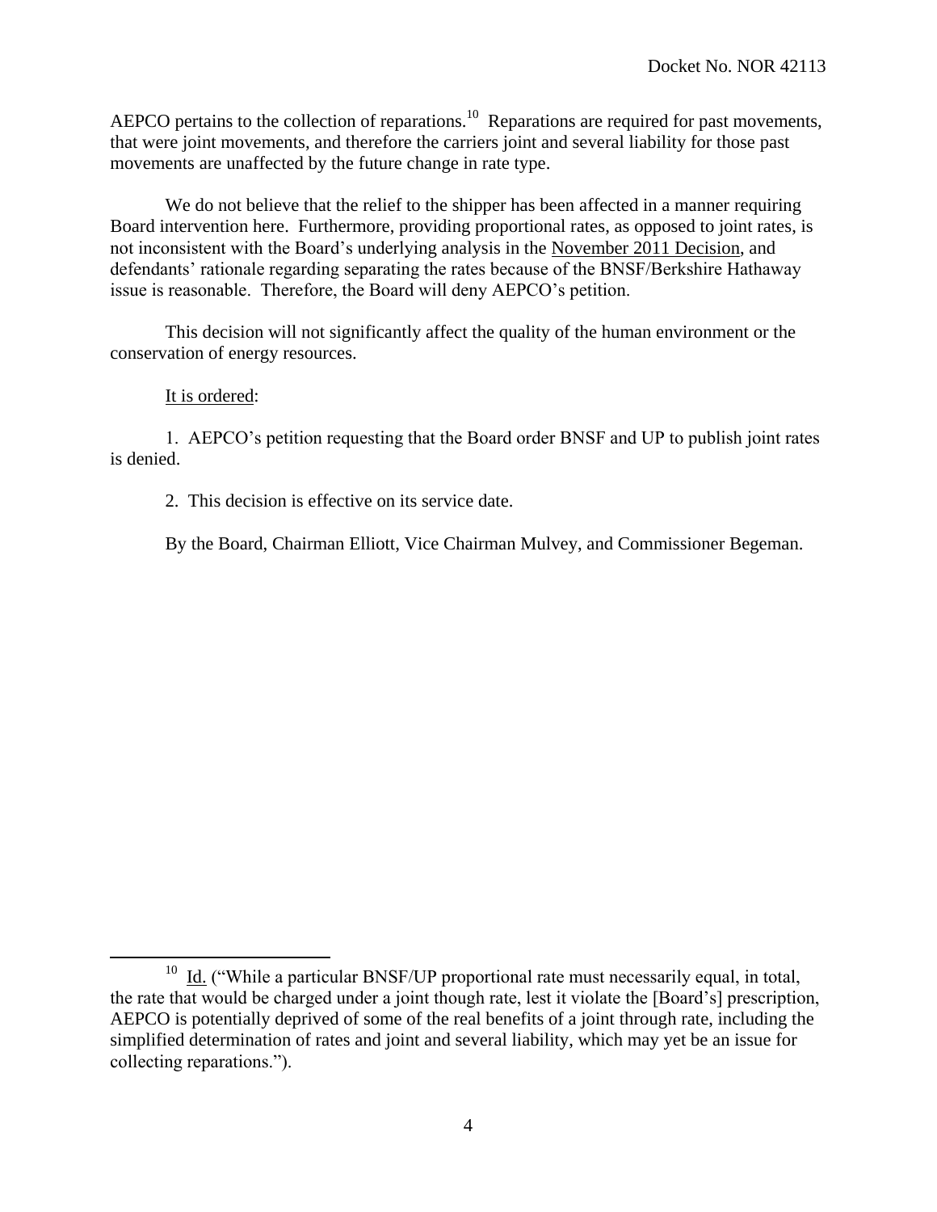AEPCO pertains to the collection of reparations.[10] Reparations are required for past movements, that were joint movements, and therefore the carriers joint and several liability for those past movements are unaffected by the future change in rate type.

We do not believe that the relief to the shipper has been affected in a manner requiring Board intervention here. Furthermore, providing proportional rates, as opposed to joint rates, is not inconsistent with the Board's underlying analysis in the November 2011 Decision, and defendants' rationale regarding separating the rates because of the BNSF/Berkshire Hathaway issue is reasonable. Therefore, the Board will deny AEPCO's petition.

This decision will not significantly affect the quality of the human environment or the conservation of energy resources.

It is ordered:

1. AEPCO's petition requesting that the Board order BNSF and UP to publish joint rates is denied.

2. This decision is effective on its service date.

By the Board, Chairman Elliott, Vice Chairman Mulvey, and Commissioner Begeman.

---

[10] Id. ("While a particular BNSF/UP proportional rate must necessarily equal, in total, the rate that would be charged under a joint though rate, lest it violate the [Board's] prescription, AEPCO is potentially deprived of some of the real benefits of a joint through rate, including the simplified determination of rates and joint and several liability, which may yet be an issue for collecting reparations.").